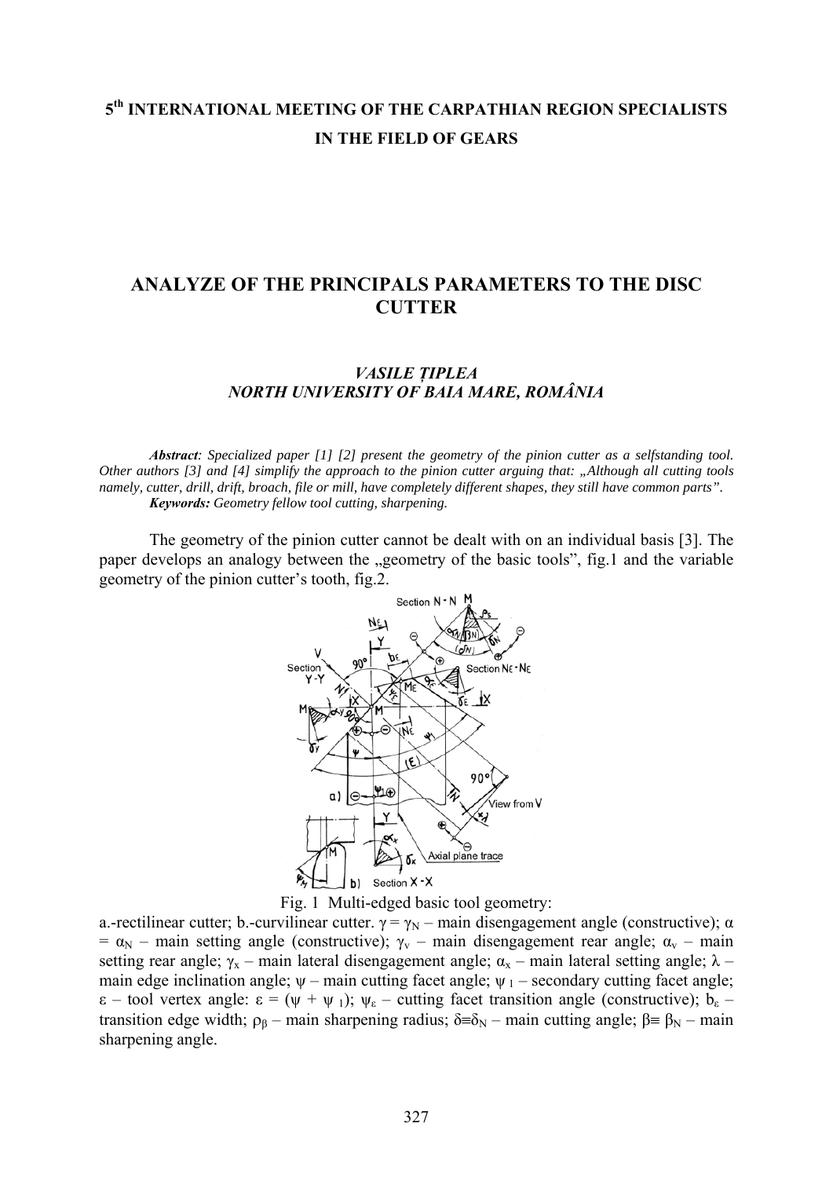# 5th INTERNATIONAL MEETING OF THE CARPATHIAN REGION SPECIALISTS IN THE FIELD OF GEARS

## ANALYZE OF THE PRINCIPALS PARAMETERS TO THE DISC CUTTER

***VASILE ȚIPLEA***
***NORTH UNIVERSITY OF BAIA MARE, ROMÂNIA***

***Abstract**: Specialized paper [1] [2] present the geometry of the pinion cutter as a selfstanding tool. Other authors [3] and [4] simplify the approach to the pinion cutter arguing that: „Although all cutting tools namely, cutter, drill, drift, broach, file or mill, have completely different shapes, they still have common parts".*
***Keywords:** Geometry fellow tool cutting, sharpening.*

The geometry of the pinion cutter cannot be dealt with on an individual basis [3]. The paper develops an analogy between the „geometry of the basic tools", fig.1 and the variable geometry of the pinion cutter's tooth, fig.2.

Fig. 1 Multi-edged basic tool geometry:

a.-rectilinear cutter; b.-curvilinear cutter. $\gamma = \gamma_N$ – main disengagement angle (constructive); $\alpha = \alpha_N$ – main setting angle (constructive); $\gamma_v$ – main disengagement rear angle; $\alpha_v$ – main setting rear angle; $\gamma_x$ – main lateral disengagement angle; $\alpha_x$ – main lateral setting angle; $\lambda$ – main edge inclination angle; $\psi$ – main cutting facet angle; $\psi_1$ – secondary cutting facet angle; $\varepsilon$ – tool vertex angle: $\varepsilon = (\psi + \psi_1)$; $\psi_\varepsilon$ – cutting facet transition angle (constructive); $b_\varepsilon$ – transition edge width; $\rho_\beta$ – main sharpening radius; $\delta \equiv \delta_N$ – main cutting angle; $\beta \equiv \beta_N$ – main sharpening angle.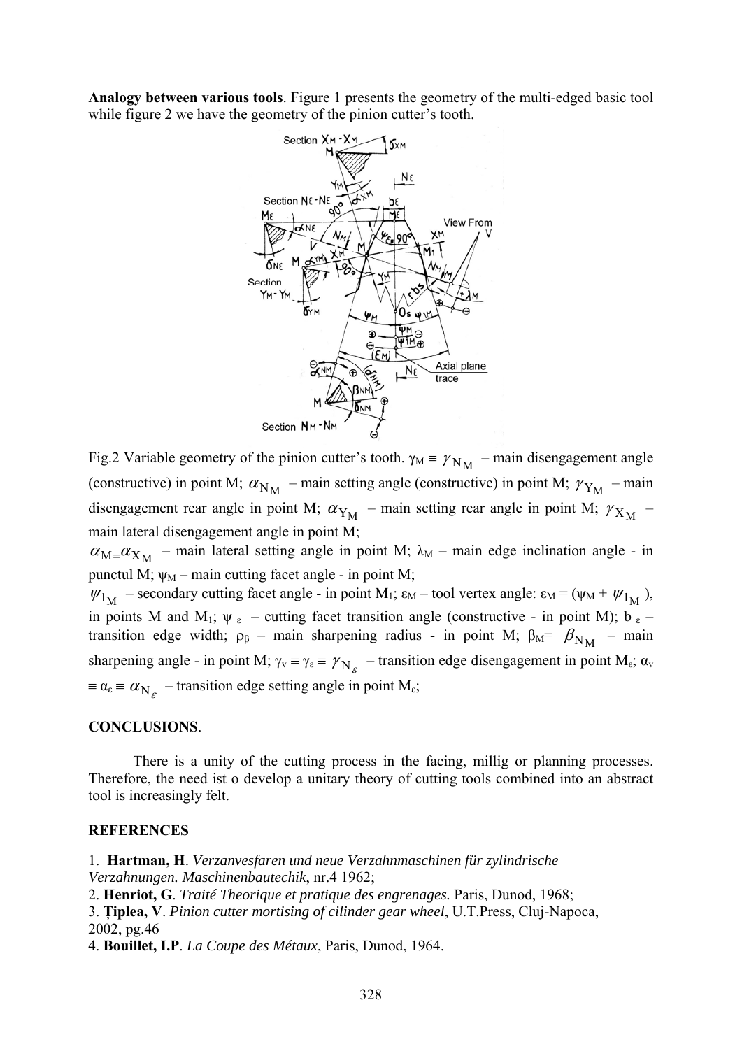**Analogy between various tools**. Figure 1 presents the geometry of the multi-edged basic tool while figure 2 we have the geometry of the pinion cutter's tooth.

Section $X_M$ - $X_M$

Section $N_\varepsilon$ - $N_\varepsilon$

View From V

Section $Y_M$ - $Y_M$

Axial plane trace

Section $N_M$ - $N_M$

Fig.2 Variable geometry of the pinion cutter's tooth. $\gamma_M \equiv \gamma_{N_M}$ – main disengagement angle (constructive) in point M; $\alpha_{N_M}$ – main setting angle (constructive) in point M; $\gamma_{Y_M}$ – main disengagement rear angle in point M; $\alpha_{Y_M}$ – main setting rear angle in point M; $\gamma_{X_M}$ – main lateral disengagement angle in point M;
$\alpha_M = \alpha_{X_M}$ – main lateral setting angle in point M; $\lambda_M$ – main edge inclination angle - in punctul M; $\psi_M$ – main cutting facet angle - in point M;
$\psi_{1_M}$ – secondary cutting facet angle - in point $M_1$; $\varepsilon_M$ – tool vertex angle: $\varepsilon_M = (\psi_M + \psi_{1_M})$, in points M and $M_1$; $\psi_\varepsilon$ – cutting facet transition angle (constructive - in point M); $b_\varepsilon$ – transition edge width; $\rho_\beta$ – main sharpening radius - in point M; $\beta_M = \beta_{N_M}$ – main sharpening angle - in point M; $\gamma_v \equiv \gamma_\varepsilon \equiv \gamma_{N_\varepsilon}$ – transition edge disengagement in point $M_\varepsilon$; $\alpha_v \equiv \alpha_\varepsilon \equiv \alpha_{N_\varepsilon}$ – transition edge setting angle in point $M_\varepsilon$;

**CONCLUSIONS**.

There is a unity of the cutting process in the facing, millig or planning processes. Therefore, the need ist o develop a unitary theory of cutting tools combined into an abstract tool is increasingly felt.

**REFERENCES**

1. **Hartman, H**. *Verzanvesfaren und neue Verzahnmaschinen für zylindrische Verzahnungen. Maschinenbautechik*, nr.4 1962;
2. **Henriot, G**. *Traité Theorique et pratique des engrenages.* Paris, Dunod, 1968;
3. **Țiplea, V**. *Pinion cutter mortising of cilinder gear wheel*, U.T.Press, Cluj-Napoca, 2002, pg.46
4. **Bouillet, I.P**. *La Coupe des Métaux*, Paris, Dunod, 1964.